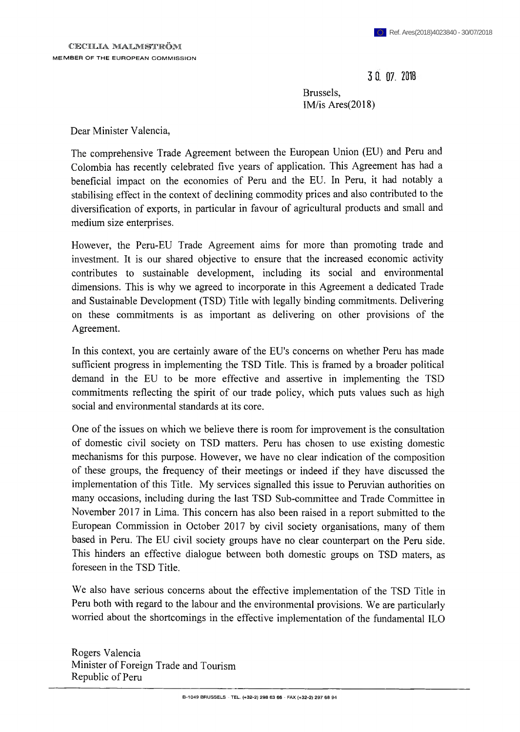Ref. Ares(2018)4023840 - 30/07/2018

CECILIA MALMSTRÖM
MEMBER OF THE EUROPEAN COMMISSION

30. 07. 2018

Brussels,
IM/is Ares(2018)

Dear Minister Valencia,

The comprehensive Trade Agreement between the European Union (EU) and Peru and Colombia has recently celebrated five years of application. This Agreement has had a beneficial impact on the economies of Peru and the EU. In Peru, it had notably a stabilising effect in the context of declining commodity prices and also contributed to the diversification of exports, in particular in favour of agricultural products and small and medium size enterprises.

However, the Peru-EU Trade Agreement aims for more than promoting trade and investment. It is our shared objective to ensure that the increased economic activity contributes to sustainable development, including its social and environmental dimensions. This is why we agreed to incorporate in this Agreement a dedicated Trade and Sustainable Development (TSD) Title with legally binding commitments. Delivering on these commitments is as important as delivering on other provisions of the Agreement.

In this context, you are certainly aware of the EU's concerns on whether Peru has made sufficient progress in implementing the TSD Title. This is framed by a broader political demand in the EU to be more effective and assertive in implementing the TSD commitments reflecting the spirit of our trade policy, which puts values such as high social and environmental standards at its core.

One of the issues on which we believe there is room for improvement is the consultation of domestic civil society on TSD matters. Peru has chosen to use existing domestic mechanisms for this purpose. However, we have no clear indication of the composition of these groups, the frequency of their meetings or indeed if they have discussed the implementation of this Title. My services signalled this issue to Peruvian authorities on many occasions, including during the last TSD Sub-committee and Trade Committee in November 2017 in Lima. This concern has also been raised in a report submitted to the European Commission in October 2017 by civil society organisations, many of them based in Peru. The EU civil society groups have no clear counterpart on the Peru side. This hinders an effective dialogue between both domestic groups on TSD maters, as foreseen in the TSD Title.

We also have serious concerns about the effective implementation of the TSD Title in Peru both with regard to the labour and the environmental provisions. We are particularly worried about the shortcomings in the effective implementation of the fundamental ILO

Rogers Valencia
Minister of Foreign Trade and Tourism
Republic of Peru

B-1049 BRUSSELS - TEL. (+32-2) 298 63 66 - FAX (+32-2) 297 68 94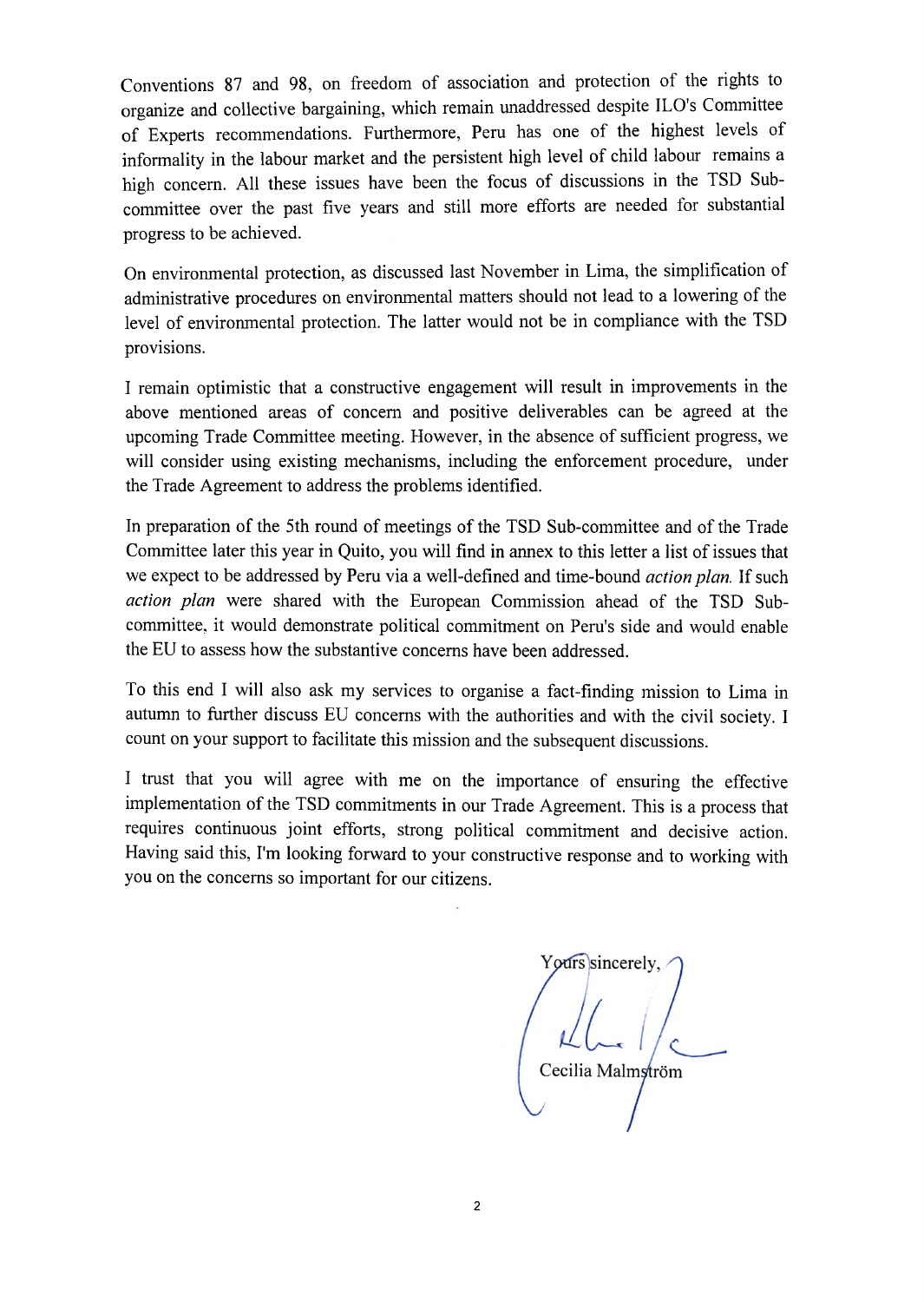Conventions 87 and 98, on freedom of association and protection of the rights to organize and collective bargaining, which remain unaddressed despite ILO's Committee of Experts recommendations. Furthermore, Peru has one of the highest levels of informality in the labour market and the persistent high level of child labour remains a high concern. All these issues have been the focus of discussions in the TSD Sub-committee over the past five years and still more efforts are needed for substantial progress to be achieved.

On environmental protection, as discussed last November in Lima, the simplification of administrative procedures on environmental matters should not lead to a lowering of the level of environmental protection. The latter would not be in compliance with the TSD provisions.

I remain optimistic that a constructive engagement will result in improvements in the above mentioned areas of concern and positive deliverables can be agreed at the upcoming Trade Committee meeting. However, in the absence of sufficient progress, we will consider using existing mechanisms, including the enforcement procedure, under the Trade Agreement to address the problems identified.

In preparation of the 5th round of meetings of the TSD Sub-committee and of the Trade Committee later this year in Quito, you will find in annex to this letter a list of issues that we expect to be addressed by Peru via a well-defined and time-bound *action plan.* If such *action plan* were shared with the European Commission ahead of the TSD Sub-committee, it would demonstrate political commitment on Peru's side and would enable the EU to assess how the substantive concerns have been addressed.

To this end I will also ask my services to organise a fact-finding mission to Lima in autumn to further discuss EU concerns with the authorities and with the civil society. I count on your support to facilitate this mission and the subsequent discussions.

I trust that you will agree with me on the importance of ensuring the effective implementation of the TSD commitments in our Trade Agreement. This is a process that requires continuous joint efforts, strong political commitment and decisive action. Having said this, I'm looking forward to your constructive response and to working with you on the concerns so important for our citizens.

Yours sincerely,

Cecilia Malmström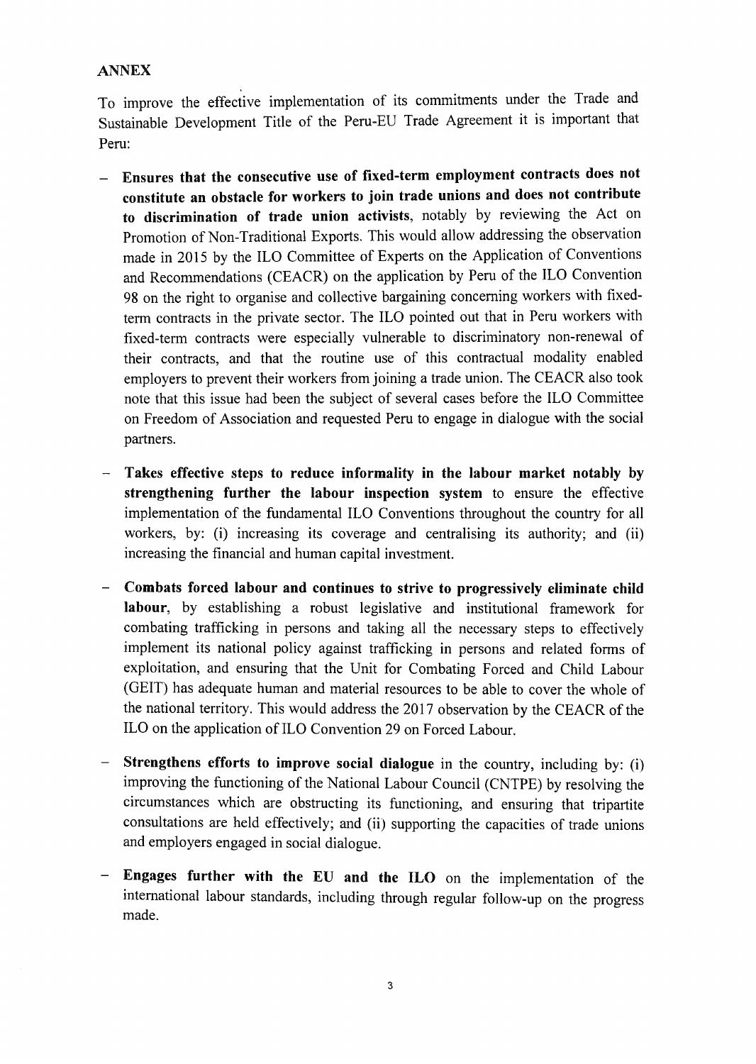## ANNEX

To improve the effective implementation of its commitments under the Trade and Sustainable Development Title of the Peru-EU Trade Agreement it is important that Peru:

- **Ensures that the consecutive use of fixed-term employment contracts does not constitute an obstacle for workers to join trade unions and does not contribute to discrimination of trade union activists**, notably by reviewing the Act on Promotion of Non-Traditional Exports. This would allow addressing the observation made in 2015 by the ILO Committee of Experts on the Application of Conventions and Recommendations (CEACR) on the application by Peru of the ILO Convention 98 on the right to organise and collective bargaining concerning workers with fixed-term contracts in the private sector. The ILO pointed out that in Peru workers with fixed-term contracts were especially vulnerable to discriminatory non-renewal of their contracts, and that the routine use of this contractual modality enabled employers to prevent their workers from joining a trade union. The CEACR also took note that this issue had been the subject of several cases before the ILO Committee on Freedom of Association and requested Peru to engage in dialogue with the social partners.

- **Takes effective steps to reduce informality in the labour market notably by strengthening further the labour inspection system** to ensure the effective implementation of the fundamental ILO Conventions throughout the country for all workers, by: (i) increasing its coverage and centralising its authority; and (ii) increasing the financial and human capital investment.

- **Combats forced labour and continues to strive to progressively eliminate child labour**, by establishing a robust legislative and institutional framework for combating trafficking in persons and taking all the necessary steps to effectively implement its national policy against trafficking in persons and related forms of exploitation, and ensuring that the Unit for Combating Forced and Child Labour (GEIT) has adequate human and material resources to be able to cover the whole of the national territory. This would address the 2017 observation by the CEACR of the ILO on the application of ILO Convention 29 on Forced Labour.

- **Strengthens efforts to improve social dialogue** in the country, including by: (i) improving the functioning of the National Labour Council (CNTPE) by resolving the circumstances which are obstructing its functioning, and ensuring that tripartite consultations are held effectively; and (ii) supporting the capacities of trade unions and employers engaged in social dialogue.

- **Engages further with the EU and the ILO** on the implementation of the international labour standards, including through regular follow-up on the progress made.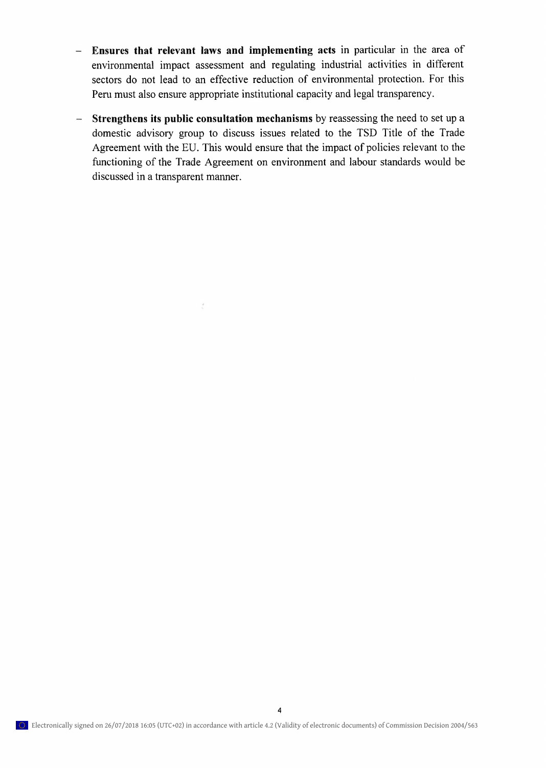- **Ensures that relevant laws and implementing acts** in particular in the area of environmental impact assessment and regulating industrial activities in different sectors do not lead to an effective reduction of environmental protection. For this Peru must also ensure appropriate institutional capacity and legal transparency.

- **Strengthens its public consultation mechanisms** by reassessing the need to set up a domestic advisory group to discuss issues related to the TSD Title of the Trade Agreement with the EU. This would ensure that the impact of policies relevant to the functioning of the Trade Agreement on environment and labour standards would be discussed in a transparent manner.

Electronically signed on 26/07/2018 16:05 (UTC+02) in accordance with article 4.2 (Validity of electronic documents) of Commission Decision 2004/563